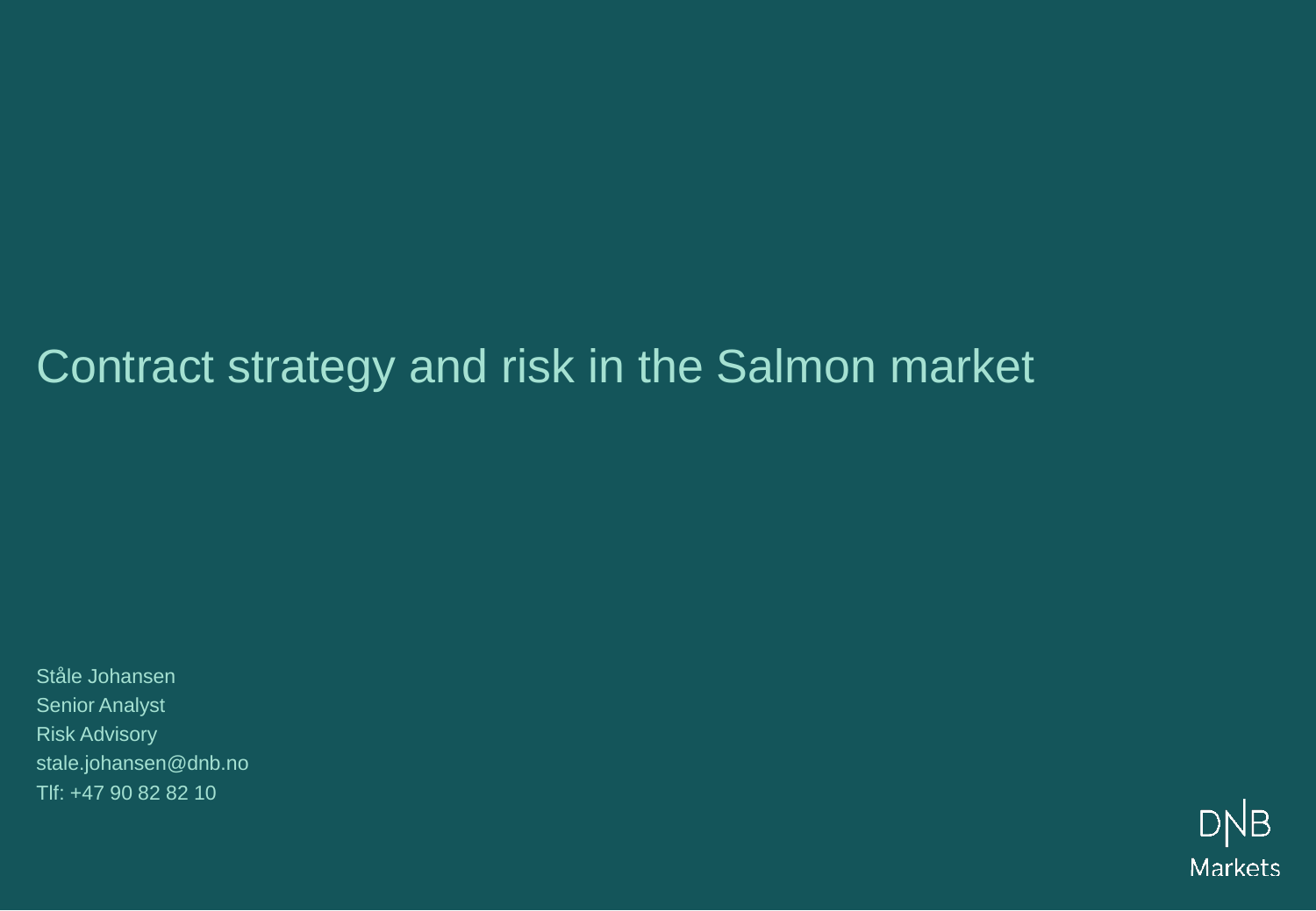# Contract strategy and risk in the Salmon market

Ståle Johansen
Senior Analyst
Risk Advisory
stale.johansen@dnb.no
Tlf: +47 90 82 82 10

DNB Markets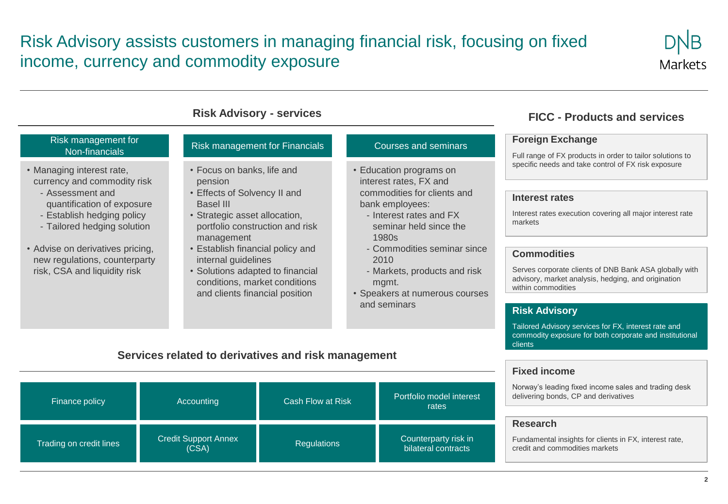# Risk Advisory assists customers in managing financial risk, focusing on fixed income, currency and commodity exposure

## Risk Advisory - services

### Risk management for Non-financials

- Managing interest rate, currency and commodity risk
  - Assessment and quantification of exposure
  - Establish hedging policy
  - Tailored hedging solution
- Advise on derivatives pricing, new regulations, counterparty risk, CSA and liquidity risk

### Risk management for Financials

- Focus on banks, life and pension
- Effects of Solvency II and Basel III
- Strategic asset allocation, portfolio construction and risk management
- Establish financial policy and internal guidelines
- Solutions adapted to financial conditions, market conditions and clients financial position

### Courses and seminars

- Education programs on interest rates, FX and commodities for clients and bank employees:
  - Interest rates and FX seminar held since the 1980s
  - Commodities seminar since 2010
  - Markets, products and risk mgmt.
- Speakers at numerous courses and seminars

## Services related to derivatives and risk management

| | | | |
|---|---|---|---|
| Finance policy | Accounting | Cash Flow at Risk | Portfolio model interest rates |
| Trading on credit lines | Credit Support Annex (CSA) | Regulations | Counterparty risk in bilateral contracts |

## FICC - Products and services

**Foreign Exchange**

Full range of FX products in order to tailor solutions to specific needs and take control of FX risk exposure

**Interest rates**

Interest rates execution covering all major interest rate markets

**Commodities**

Serves corporate clients of DNB Bank ASA globally with advisory, market analysis, hedging, and origination within commodities

**Risk Advisory**

Tailored Advisory services for FX, interest rate and commodity exposure for both corporate and institutional clients

**Fixed income**

Norway's leading fixed income sales and trading desk delivering bonds, CP and derivatives

**Research**

Fundamental insights for clients in FX, interest rate, credit and commodities markets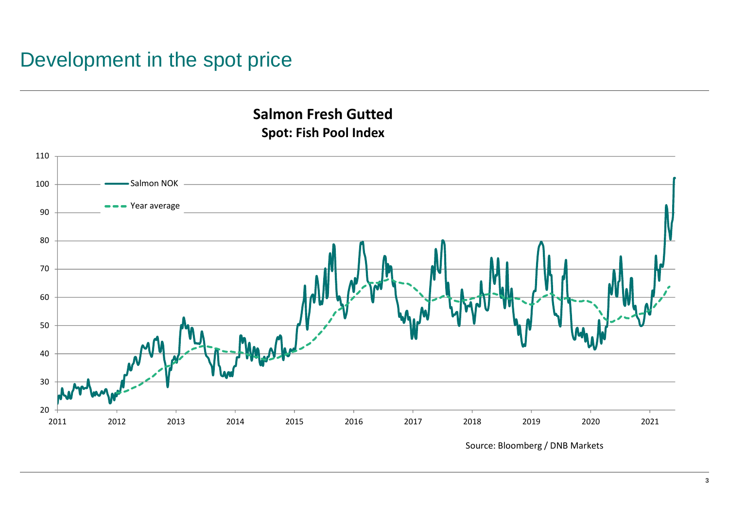# Development in the spot price

**Salmon Fresh Gutted**

**Spot: Fish Pool Index**

Source: Bloomberg / DNB Markets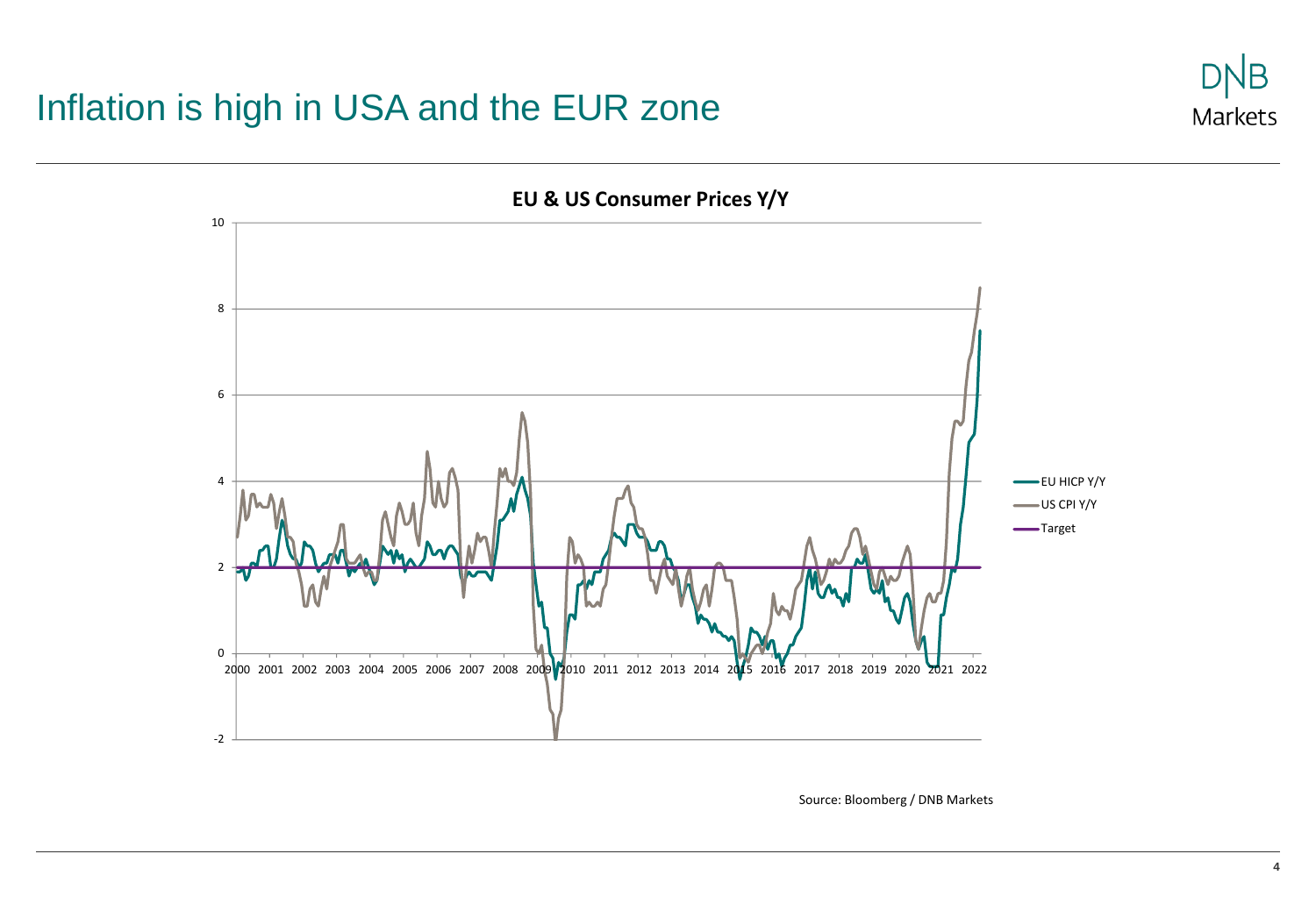# Inflation is high in USA and the EUR zone

**EU & US Consumer Prices Y/Y**

Legend: EU HICP Y/Y, US CPI Y/Y, Target

Source: Bloomberg / DNB Markets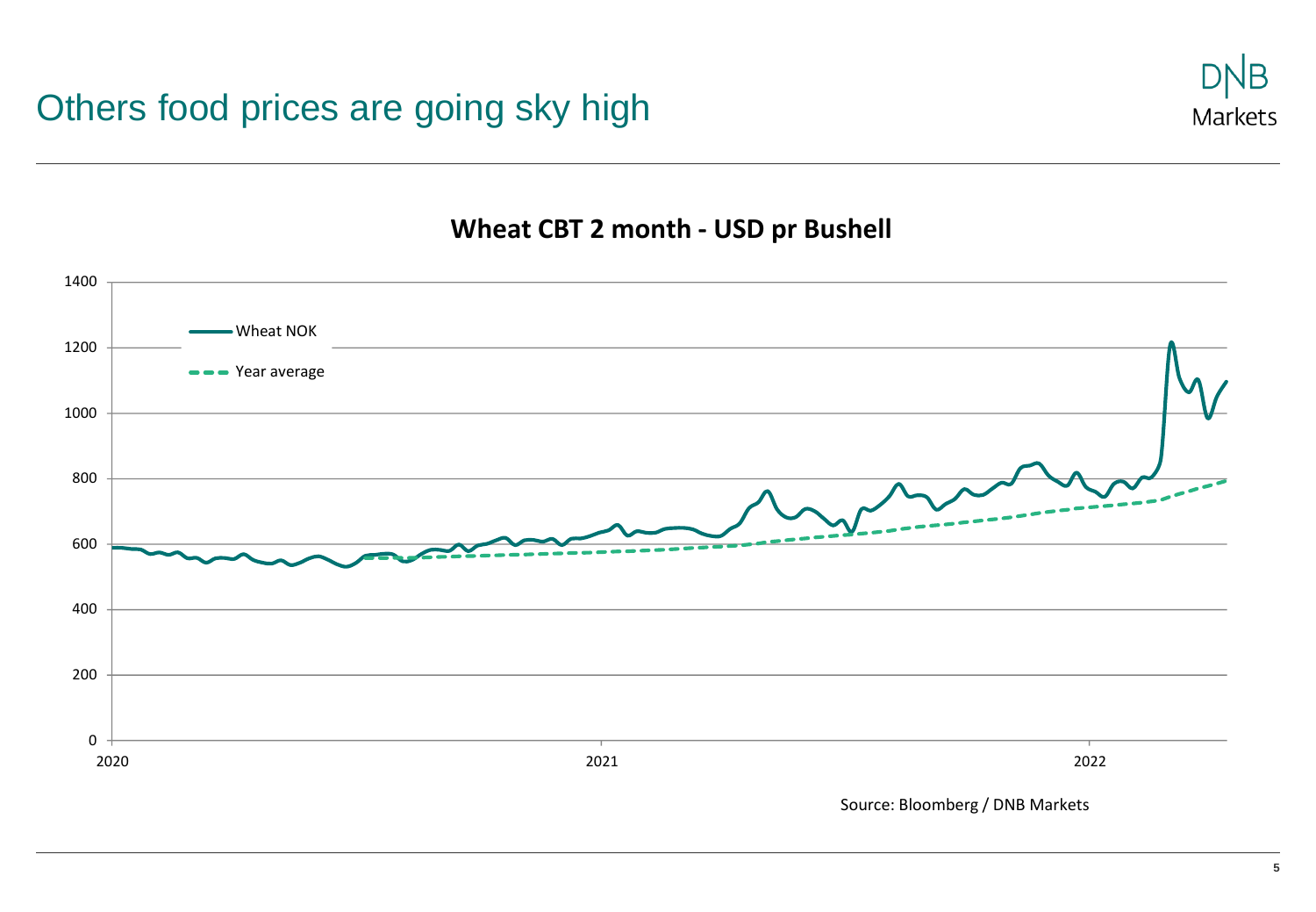# Others food prices are going sky high

**Wheat CBT 2 month - USD pr Bushell**

Wheat NOK

Year average

1400
1200
1000
800
600
400
200
0

2020 2021 2022

Source: Bloomberg / DNB Markets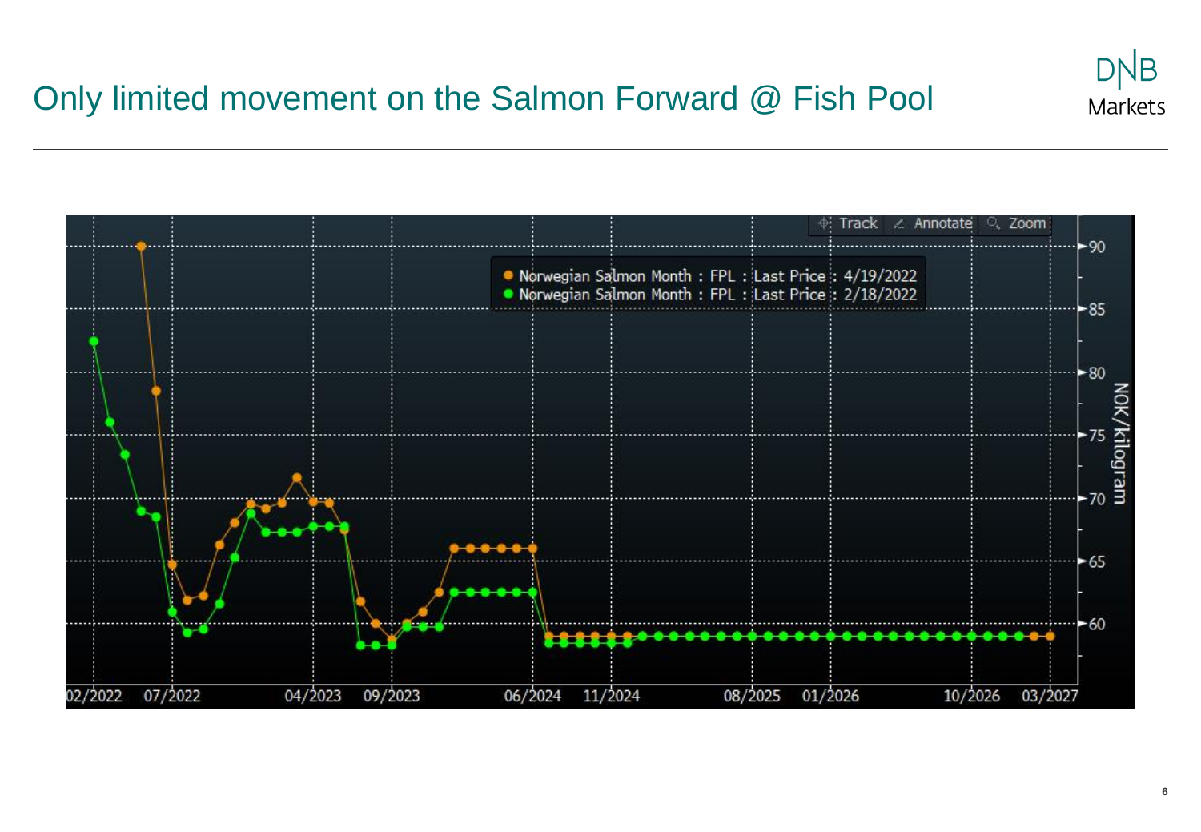# Only limited movement on the Salmon Forward @ Fish Pool

Norwegian Salmon Month : FPL : Last Price : 4/19/2022
Norwegian Salmon Month : FPL : Last Price : 2/18/2022

NOK/kilogram

02/2022 07/2022 04/2023 09/2023 06/2024 11/2024 08/2025 01/2026 10/2026 03/2027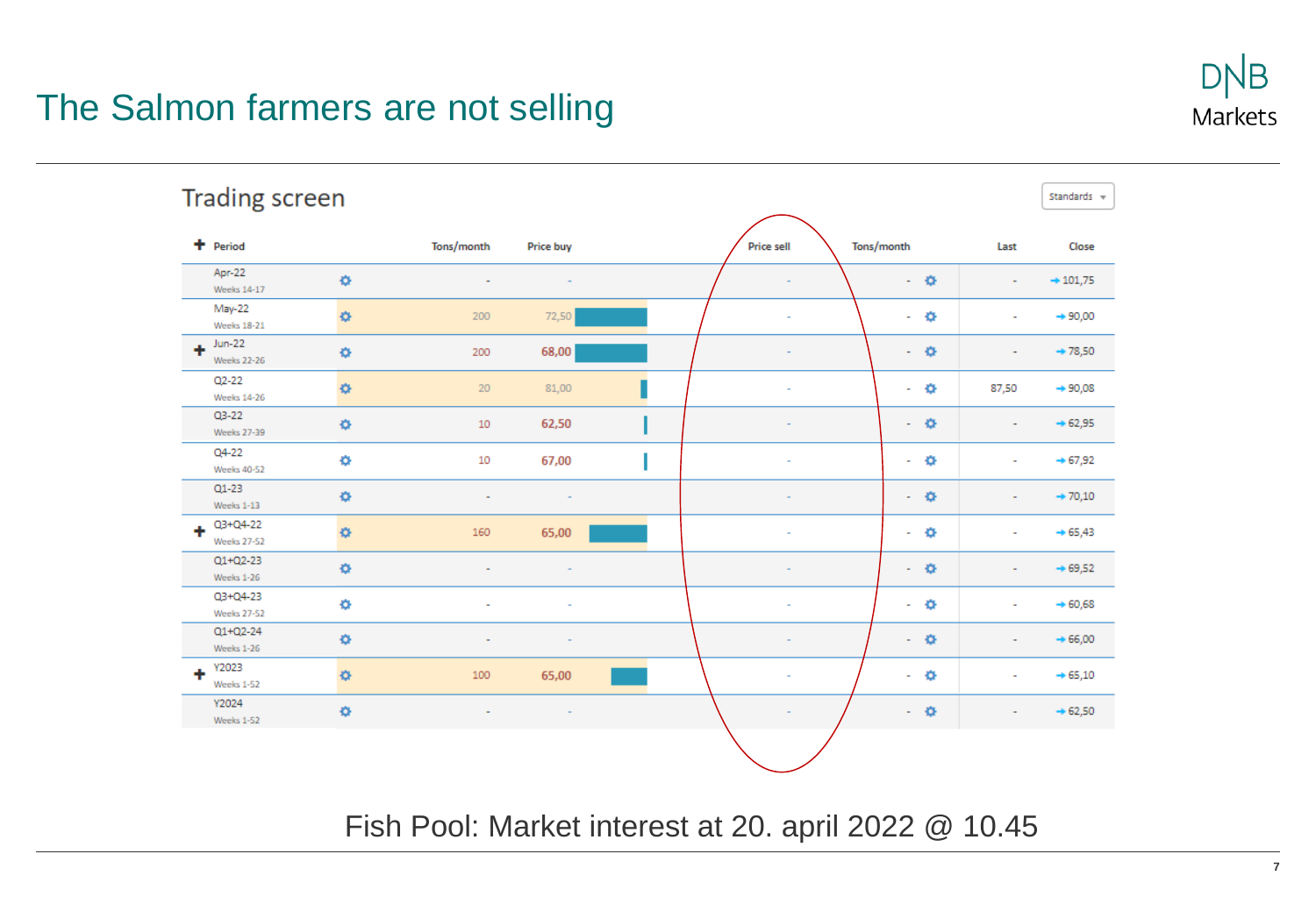# The Salmon farmers are not selling

## Trading screen

| Period | Tons/month | Price buy | Price sell | Tons/month | Last | Close |
|---|---|---|---|---|---|---|
| Apr-22 Weeks 14-17 | - | - | - | - | - | 101,75 |
| May-22 Weeks 18-21 | 200 | 72,50 | - | - | - | 90,00 |
| Jun-22 Weeks 22-26 | 200 | 68,00 | - | - | - | 78,50 |
| Q2-22 Weeks 14-26 | 20 | 81,00 | - | - | 87,50 | 90,08 |
| Q3-22 Weeks 27-39 | 10 | 62,50 | - | - | - | 62,95 |
| Q4-22 Weeks 40-52 | 10 | 67,00 | - | - | - | 67,92 |
| Q1-23 Weeks 1-13 | - | - | - | - | - | 70,10 |
| Q3+Q4-22 Weeks 27-52 | 160 | 65,00 | - | - | - | 65,43 |
| Q1+Q2-23 Weeks 1-26 | - | - | - | - | - | 69,52 |
| Q3+Q4-23 Weeks 27-52 | - | - | - | - | - | 60,68 |
| Q1+Q2-24 Weeks 1-26 | - | - | - | - | - | 66,00 |
| Y2023 Weeks 1-52 | 100 | 65,00 | - | - | - | 65,10 |
| Y2024 Weeks 1-52 | - | - | - | - | - | 62,50 |

Fish Pool: Market interest at 20. april 2022 @ 10.45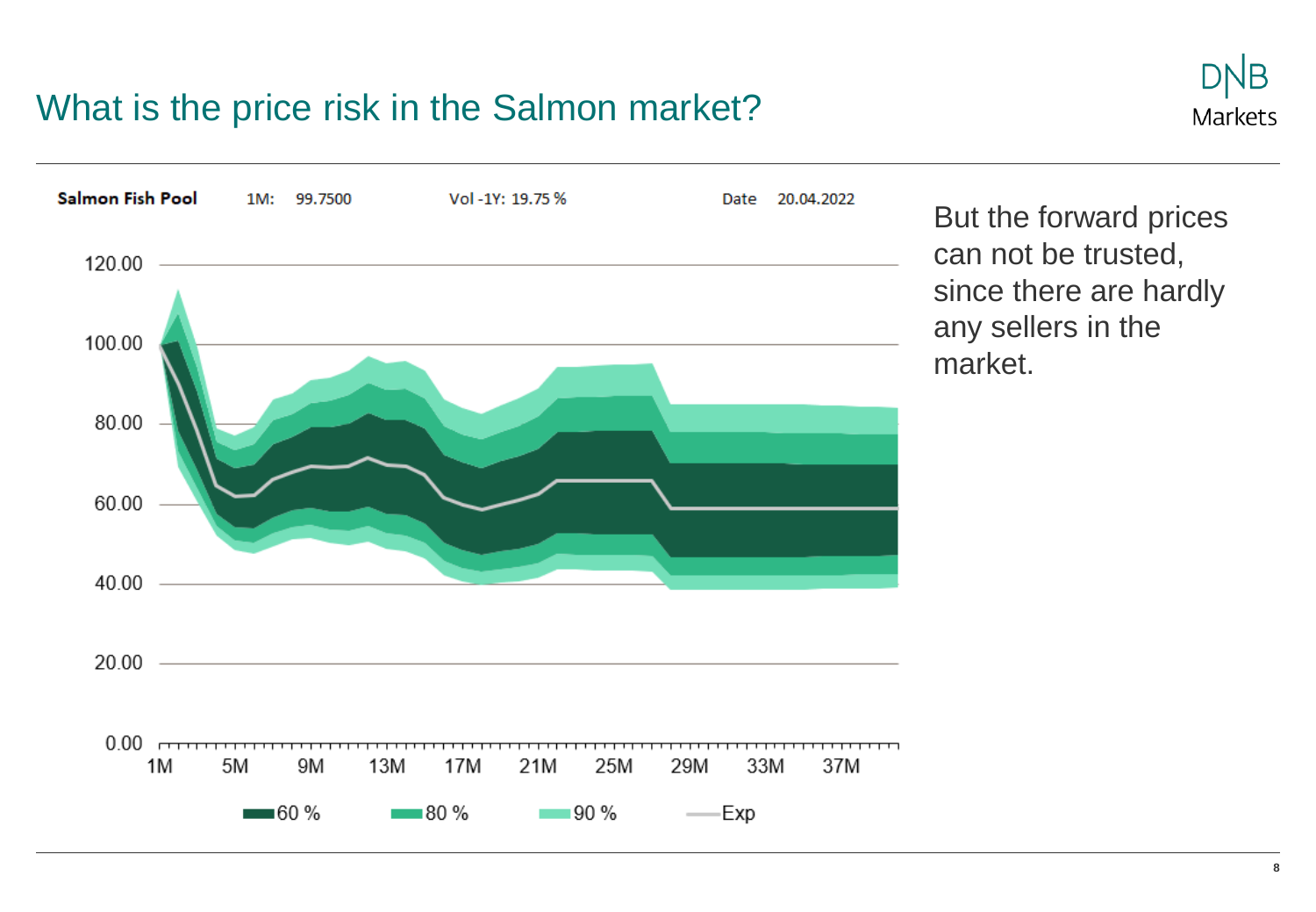# What is the price risk in the Salmon market?

Salmon Fish Pool 1M: 99.7500 Vol -1Y: 19.75 % Date 20.04.2022

But the forward prices can not be trusted, since there are hardly any sellers in the market.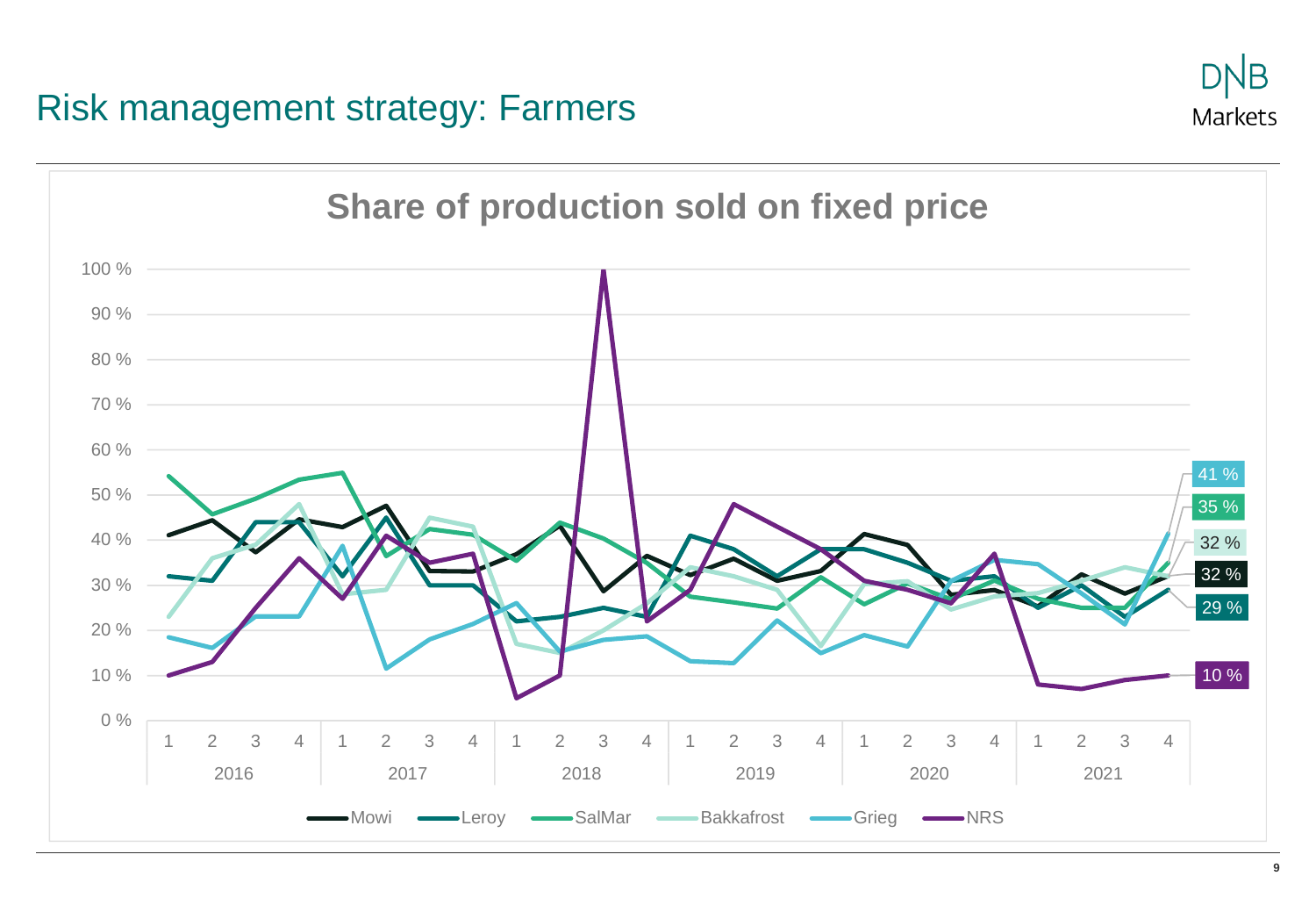# Risk management strategy: Farmers

## Share of production sold on fixed price

100 %
90 %
80 %
70 %
60 %
50 %
40 %
30 %
20 %
10 %
0 %

| 2016 | | | | 2017 | | | | 2018 | | | | 2019 | | | | 2020 | | | | 2021 | | | |
|---|---|---|---|---|---|---|---|---|---|---|---|---|---|---|---|---|---|---|---|---|---|---|---|
| 1 | 2 | 3 | 4 | 1 | 2 | 3 | 4 | 1 | 2 | 3 | 4 | 1 | 2 | 3 | 4 | 1 | 2 | 3 | 4 | 1 | 2 | 3 | 4 |

41 %
35 %
32 %
32 %
29 %
10 %

Mowi, Leroy, SalMar, Bakkafrost, Grieg, NRS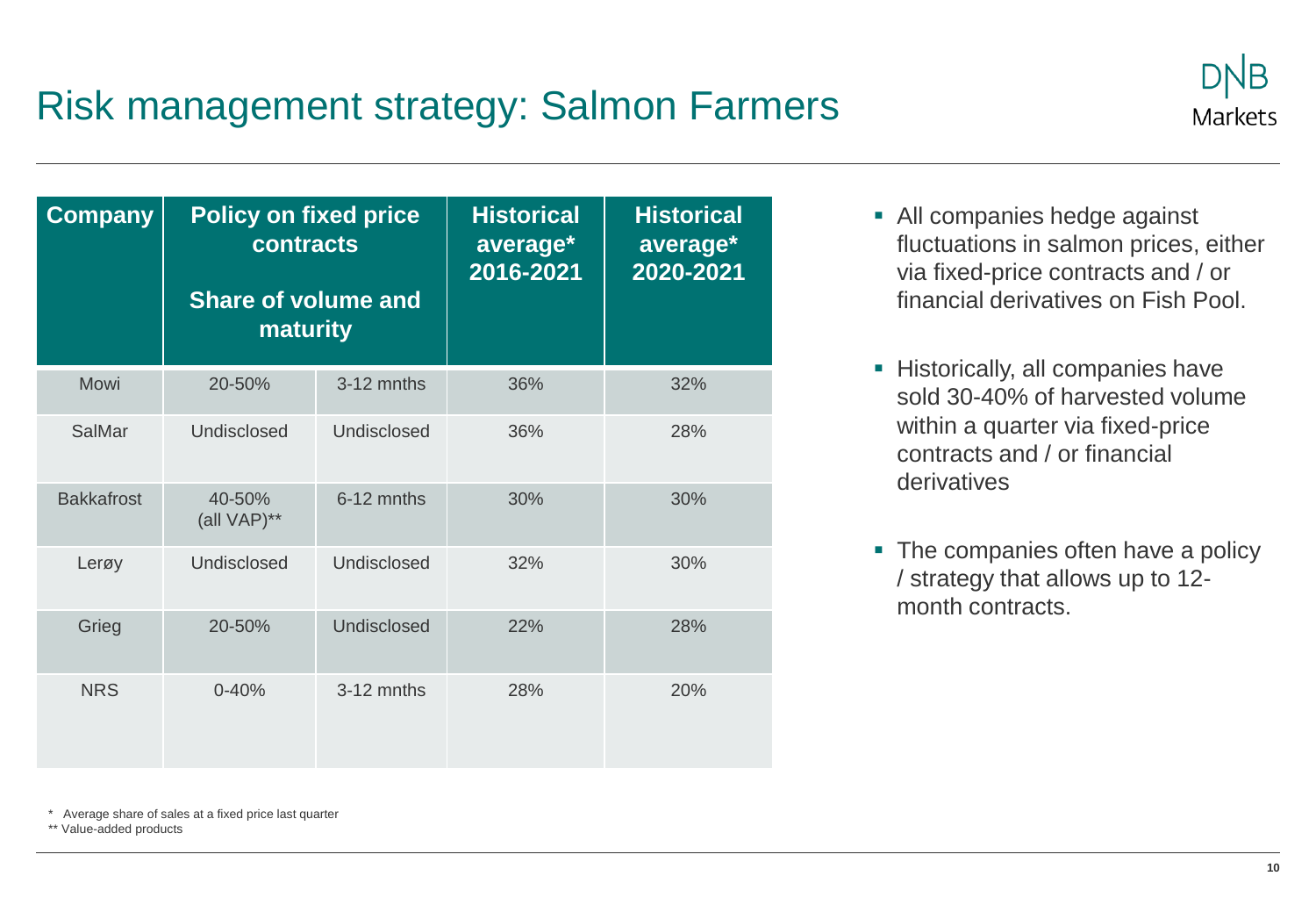# Risk management strategy: Salmon Farmers

| Company | Policy on fixed price contracts Share of volume and maturity | | Historical average* 2016-2021 | Historical average* 2020-2021 |
|---|---|---|---|---|
| Mowi | 20-50% | 3-12 mnths | 36% | 32% |
| SalMar | Undisclosed | Undisclosed | 36% | 28% |
| Bakkafrost | 40-50% (all VAP)** | 6-12 mnths | 30% | 30% |
| Lerøy | Undisclosed | Undisclosed | 32% | 30% |
| Grieg | 20-50% | Undisclosed | 22% | 28% |
| NRS | 0-40% | 3-12 mnths | 28% | 20% |

- All companies hedge against fluctuations in salmon prices, either via fixed-price contracts and / or financial derivatives on Fish Pool.
- Historically, all companies have sold 30-40% of harvested volume within a quarter via fixed-price contracts and / or financial derivatives
- The companies often have a policy / strategy that allows up to 12-month contracts.

\* Average share of sales at a fixed price last quarter

\** Value-added products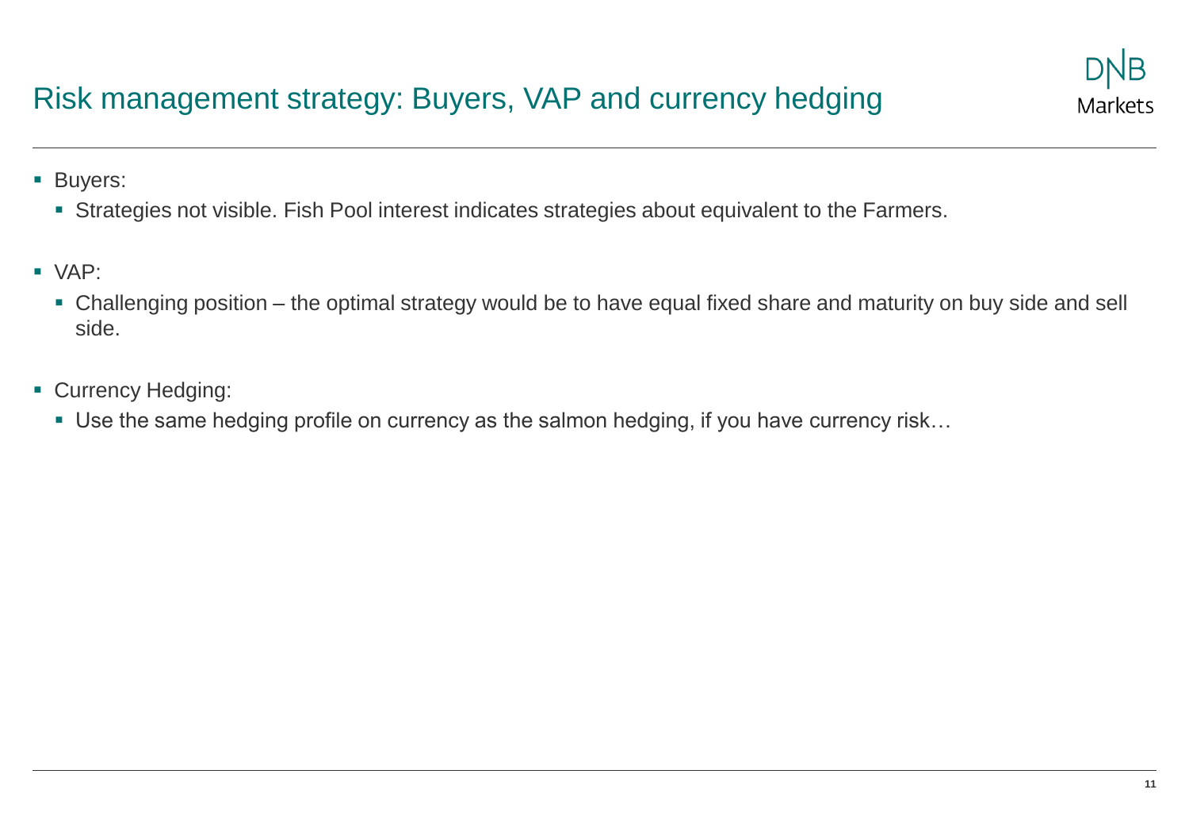# Risk management strategy: Buyers, VAP and currency hedging

- Buyers:
  - Strategies not visible. Fish Pool interest indicates strategies about equivalent to the Farmers.

- VAP:
  - Challenging position – the optimal strategy would be to have equal fixed share and maturity on buy side and sell side.

- Currency Hedging:
  - Use the same hedging profile on currency as the salmon hedging, if you have currency risk…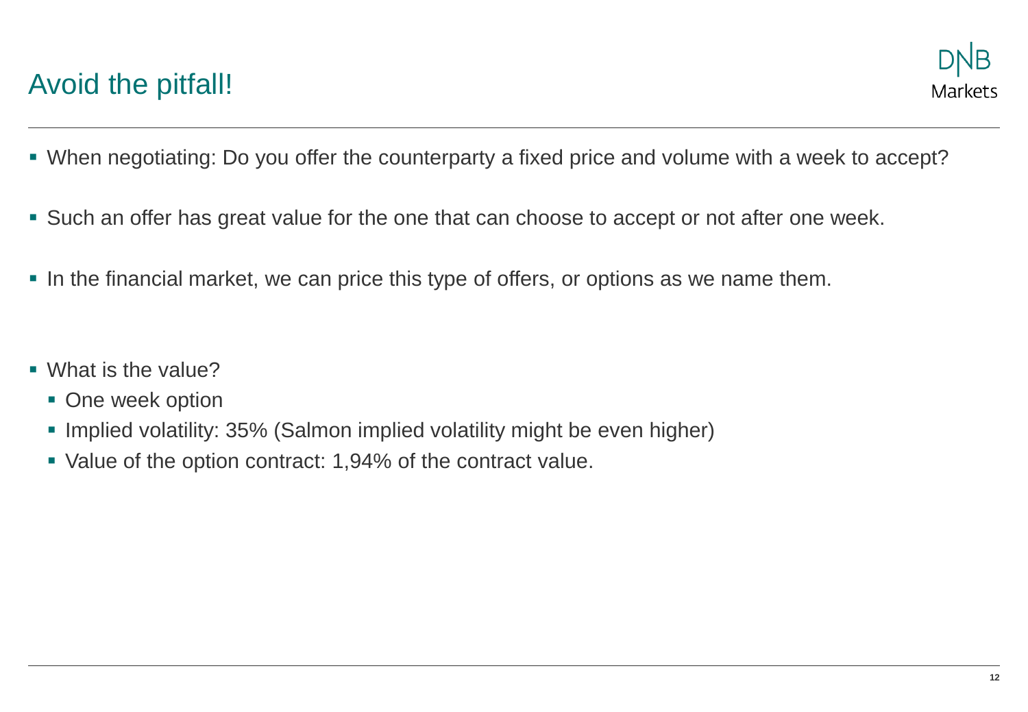# Avoid the pitfall!

- When negotiating: Do you offer the counterparty a fixed price and volume with a week to accept?
- Such an offer has great value for the one that can choose to accept or not after one week.
- In the financial market, we can price this type of offers, or options as we name them.

- What is the value?
  - One week option
  - Implied volatility: 35% (Salmon implied volatility might be even higher)
  - Value of the option contract: 1,94% of the contract value.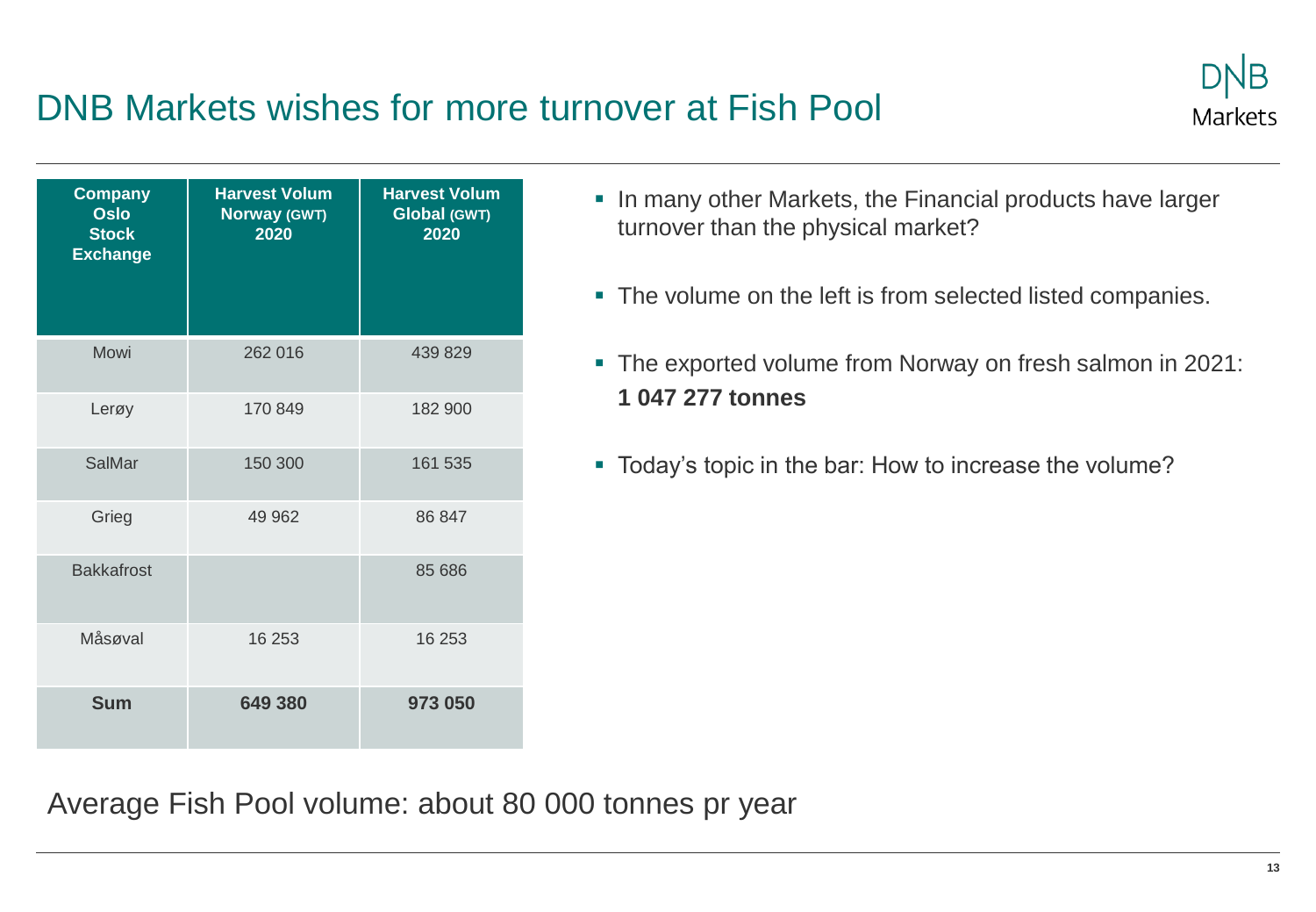# DNB Markets wishes for more turnover at Fish Pool

| Company Oslo Stock Exchange | Harvest Volum Norway (GWT) 2020 | Harvest Volum Global (GWT) 2020 |
|---|---|---|
| Mowi | 262 016 | 439 829 |
| Lerøy | 170 849 | 182 900 |
| SalMar | 150 300 | 161 535 |
| Grieg | 49 962 | 86 847 |
| Bakkafrost | | 85 686 |
| Måsøval | 16 253 | 16 253 |
| **Sum** | **649 380** | **973 050** |

- In many other Markets, the Financial products have larger turnover than the physical market?
- The volume on the left is from selected listed companies.
- The exported volume from Norway on fresh salmon in 2021: **1 047 277 tonnes**
- Today's topic in the bar: How to increase the volume?

Average Fish Pool volume: about 80 000 tonnes pr year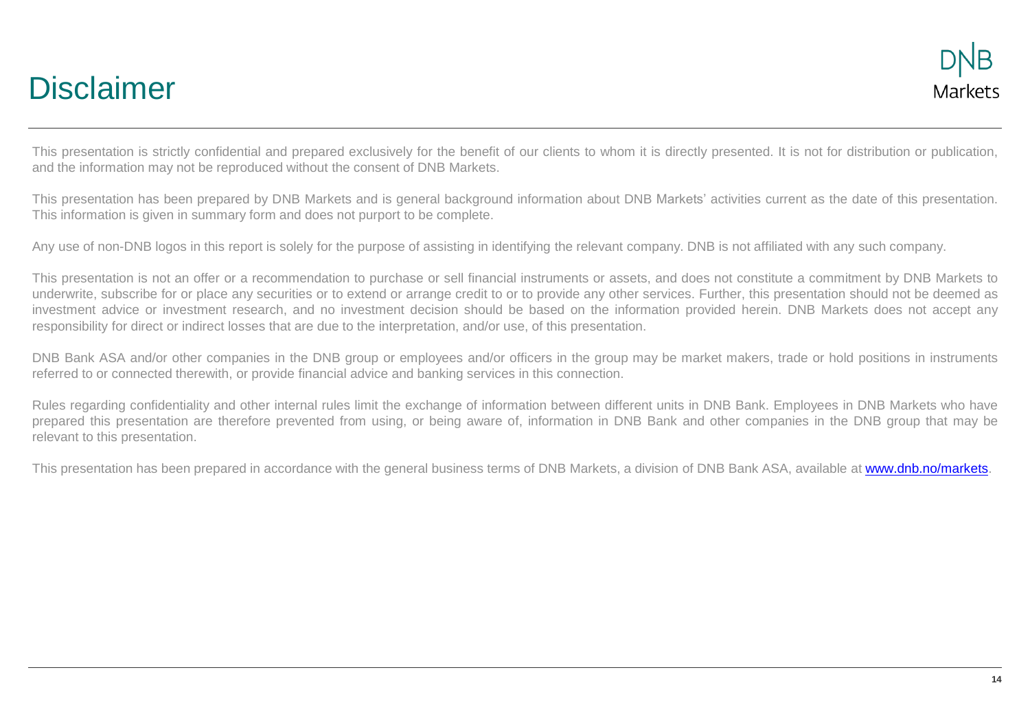# Disclaimer

This presentation is strictly confidential and prepared exclusively for the benefit of our clients to whom it is directly presented. It is not for distribution or publication, and the information may not be reproduced without the consent of DNB Markets.

This presentation has been prepared by DNB Markets and is general background information about DNB Markets' activities current as the date of this presentation. This information is given in summary form and does not purport to be complete.

Any use of non-DNB logos in this report is solely for the purpose of assisting in identifying the relevant company. DNB is not affiliated with any such company.

This presentation is not an offer or a recommendation to purchase or sell financial instruments or assets, and does not constitute a commitment by DNB Markets to underwrite, subscribe for or place any securities or to extend or arrange credit to or to provide any other services. Further, this presentation should not be deemed as investment advice or investment research, and no investment decision should be based on the information provided herein. DNB Markets does not accept any responsibility for direct or indirect losses that are due to the interpretation, and/or use, of this presentation.

DNB Bank ASA and/or other companies in the DNB group or employees and/or officers in the group may be market makers, trade or hold positions in instruments referred to or connected therewith, or provide financial advice and banking services in this connection.

Rules regarding confidentiality and other internal rules limit the exchange of information between different units in DNB Bank. Employees in DNB Markets who have prepared this presentation are therefore prevented from using, or being aware of, information in DNB Bank and other companies in the DNB group that may be relevant to this presentation.

This presentation has been prepared in accordance with the general business terms of DNB Markets, a division of DNB Bank ASA, available at [www.dnb.no/markets](http://www.dnb.no/markets).